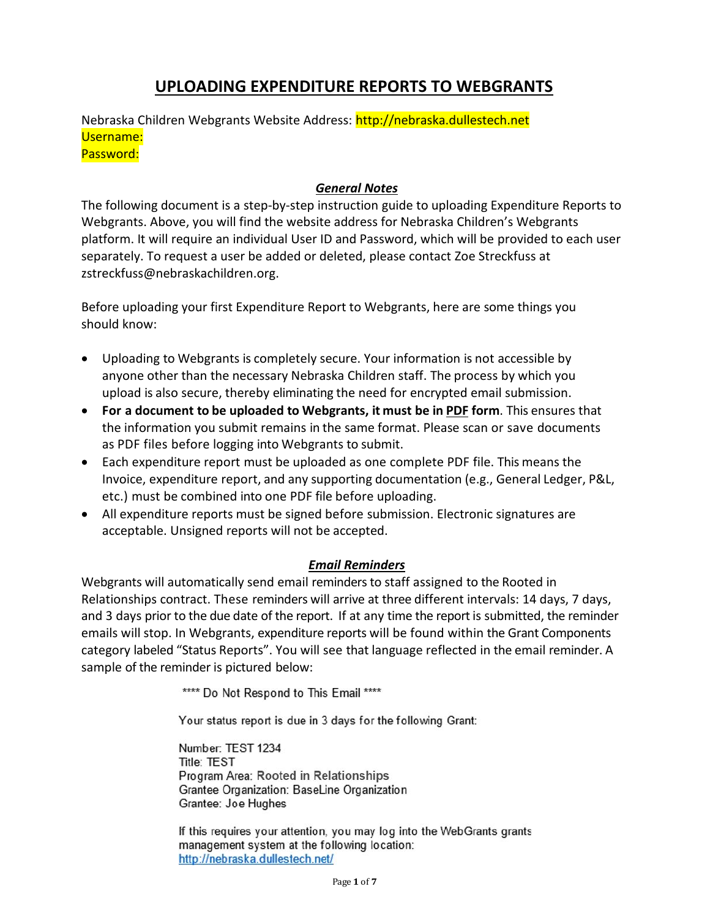# UPLOADING EXPENDITURE REPORTS TO WEBGRANTS

Nebraska Children Webgrants Website Address: http://nebraska.dullestech.net
Username:
Password:

### *General Notes*

The following document is a step-by-step instruction guide to uploading Expenditure Reports to Webgrants. Above, you will find the website address for Nebraska Children's Webgrants platform. It will require an individual User ID and Password, which will be provided to each user separately. To request a user be added or deleted, please contact Zoe Streckfuss at zstreckfuss@nebraskachildren.org.

Before uploading your first Expenditure Report to Webgrants, here are some things you should know:

- Uploading to Webgrants is completely secure. Your information is not accessible by anyone other than the necessary Nebraska Children staff. The process by which you upload is also secure, thereby eliminating the need for encrypted email submission.
- **For a document to be uploaded to Webgrants, it must be in PDF form**. This ensures that the information you submit remains in the same format. Please scan or save documents as PDF files before logging into Webgrants to submit.
- Each expenditure report must be uploaded as one complete PDF file. This means the Invoice, expenditure report, and any supporting documentation (e.g., General Ledger, P&L, etc.) must be combined into one PDF file before uploading.
- All expenditure reports must be signed before submission. Electronic signatures are acceptable. Unsigned reports will not be accepted.

### *Email Reminders*

Webgrants will automatically send email reminders to staff assigned to the Rooted in Relationships contract. These reminders will arrive at three different intervals: 14 days, 7 days, and 3 days prior to the due date of the report. If at any time the report is submitted, the reminder emails will stop. In Webgrants, expenditure reports will be found within the Grant Components category labeled "Status Reports". You will see that language reflected in the email reminder. A sample of the reminder is pictured below:

> **** Do Not Respond to This Email ****
>
> Your status report is due in 3 days for the following Grant:
>
> Number: TEST 1234
> Title: TEST
> Program Area: Rooted in Relationships
> Grantee Organization: BaseLine Organization
> Grantee: Joe Hughes
>
> If this requires your attention, you may log into the WebGrants grants management system at the following location:
> http://nebraska.dullestech.net/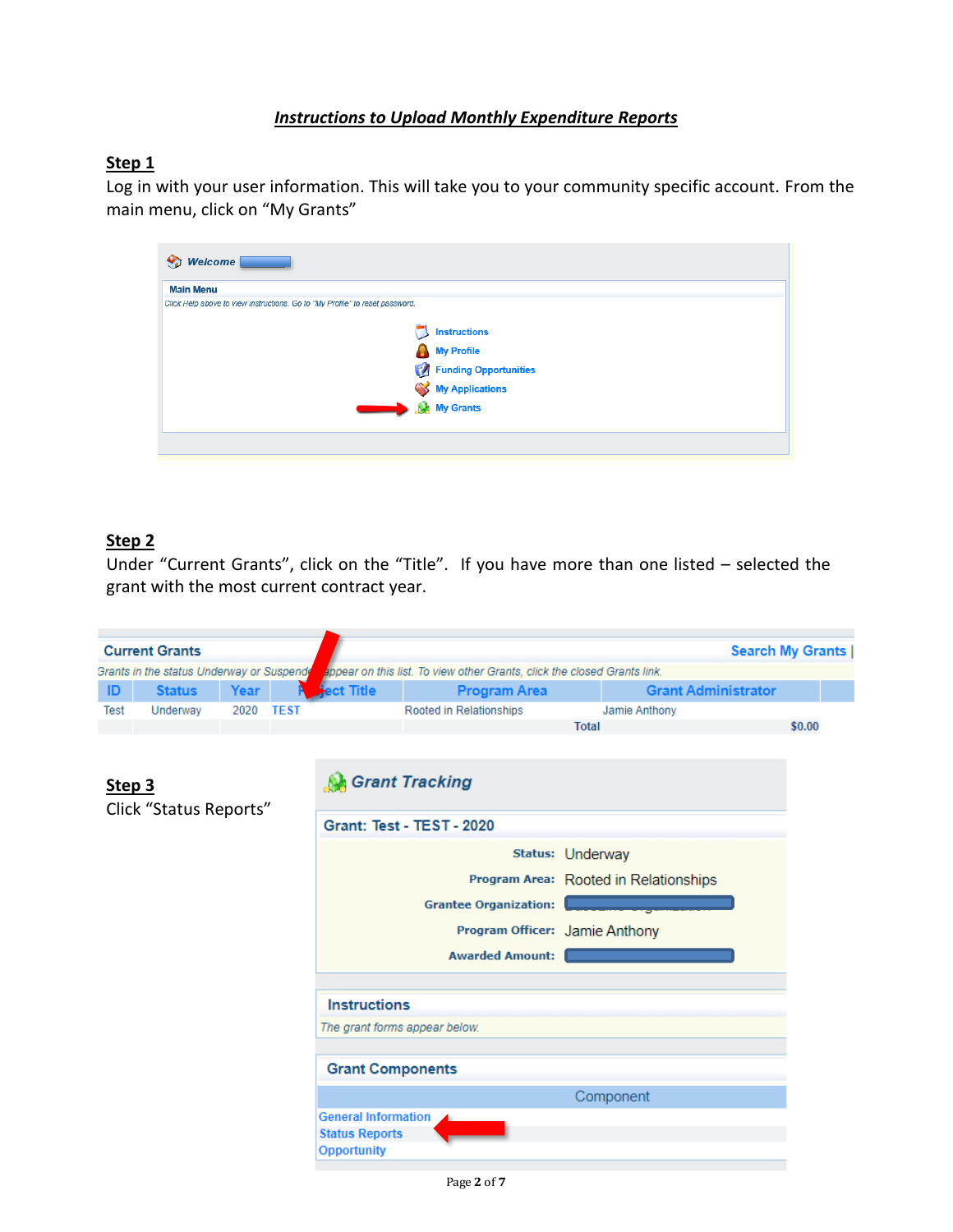## ***Instructions to Upload Monthly Expenditure Reports***

**Step 1**

Log in with your user information. This will take you to your community specific account. From the main menu, click on "My Grants"

Welcome

Main Menu

*Click Help above to view instructions. Go to "My Profile" to reset password.*

- Instructions
- My Profile
- Funding Opportunities
- My Applications
- My Grants

**Step 2**

Under "Current Grants", click on the "Title". If you have more than one listed – selected the grant with the most current contract year.

**Current Grants** | Search My Grants

*Grants in the status Underway or Suspended appear on this list. To view other Grants, click the closed Grants link.*

| ID | Status | Year | Project Title | Program Area | Grant Administrator |
|---|---|---|---|---|---|
| Test | Underway | 2020 | TEST | Rooted in Relationships | Jamie Anthony |
| | | | | Total | $0.00 |

**Step 3**

Click "Status Reports"

**Grant Tracking**

**Grant: Test - TEST - 2020**

**Status:** Underway

**Program Area:** Rooted in Relationships

**Grantee Organization:**

**Program Officer:** Jamie Anthony

**Awarded Amount:**

**Instructions**

*The grant forms appear below.*

**Grant Components**

| Component |
|---|
| General Information |
| Status Reports |
| Opportunity |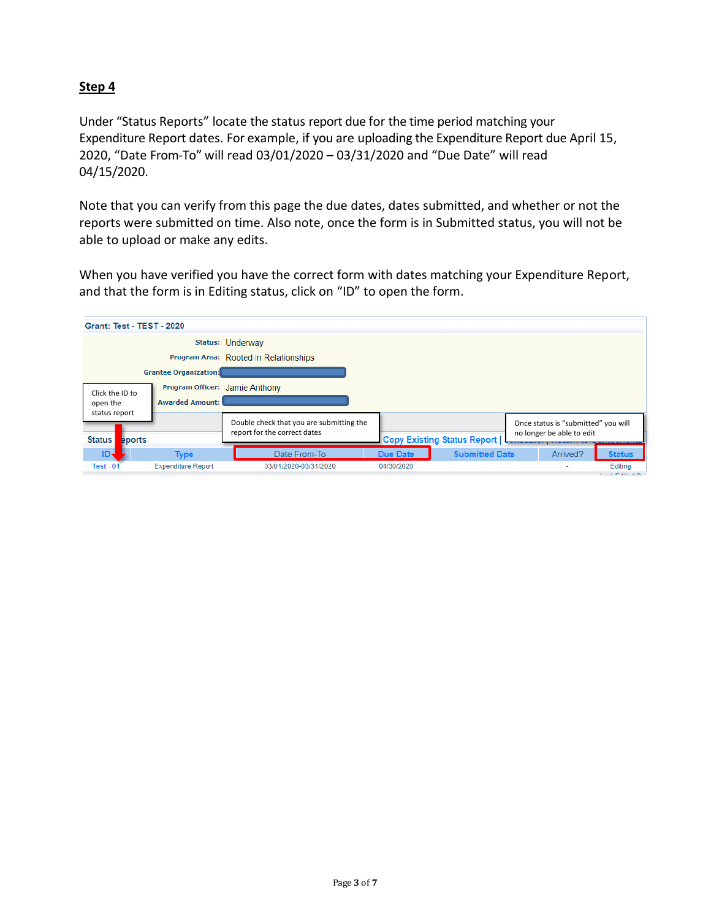## Step 4

Under "Status Reports" locate the status report due for the time period matching your Expenditure Report dates. For example, if you are uploading the Expenditure Report due April 15, 2020, "Date From-To" will read 03/01/2020 – 03/31/2020 and "Due Date" will read 04/15/2020.

Note that you can verify from this page the due dates, dates submitted, and whether or not the reports were submitted on time. Also note, once the form is in Submitted status, you will not be able to upload or make any edits.

When you have verified you have the correct form with dates matching your Expenditure Report, and that the form is in Editing status, click on "ID" to open the form.

Grant: Test - TEST - 2020

Status: Underway

Program Area: Rooted in Relationships

Grantee Organization:

Program Officer: Jamie Anthony

Awarded Amount:

Click the ID to open the status report

Double check that you are submitting the report for the correct dates

Once status is "submitted" you will no longer be able to edit

Status Reports

Copy Existing Status Report |

| ID | Type | Date From-To | Due Date | Submitted Date | Arrived? | Status |
| --- | --- | --- | --- | --- | --- | --- |
| Test - 01 | Expenditure Report | 03/01/2020-03/31/2020 | 04/30/2020 | | - | Editing |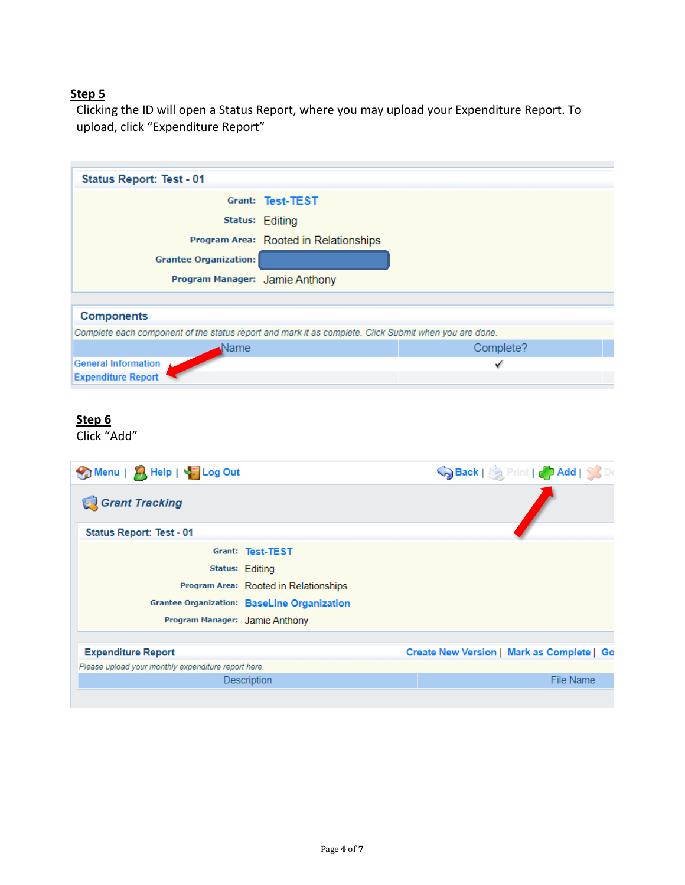**Step 5**

Clicking the ID will open a Status Report, where you may upload your Expenditure Report. To upload, click "Expenditure Report"

**Status Report: Test - 01**

| | |
|---|---|
| Grant: | Test-TEST |
| Status: | Editing |
| Program Area: | Rooted in Relationships |
| Grantee Organization: | |
| Program Manager: | Jamie Anthony |

**Components**

*Complete each component of the status report and mark it as complete. Click Submit when you are done.*

| Name | Complete? |
|---|---|
| General Information | ✓ |
| Expenditure Report | |

**Step 6**

Click "Add"

Menu | Help | Log Out    Back | Print | Add | De

*Grant Tracking*

**Status Report: Test - 01**

| | |
|---|---|
| Grant: | Test-TEST |
| Status: | Editing |
| Program Area: | Rooted in Relationships |
| Grantee Organization: | BaseLine Organization |
| Program Manager: | Jamie Anthony |

**Expenditure Report**    Create New Version | Mark as Complete | Go

*Please upload your monthly expenditure report here.*

| Description | File Name |
|---|---|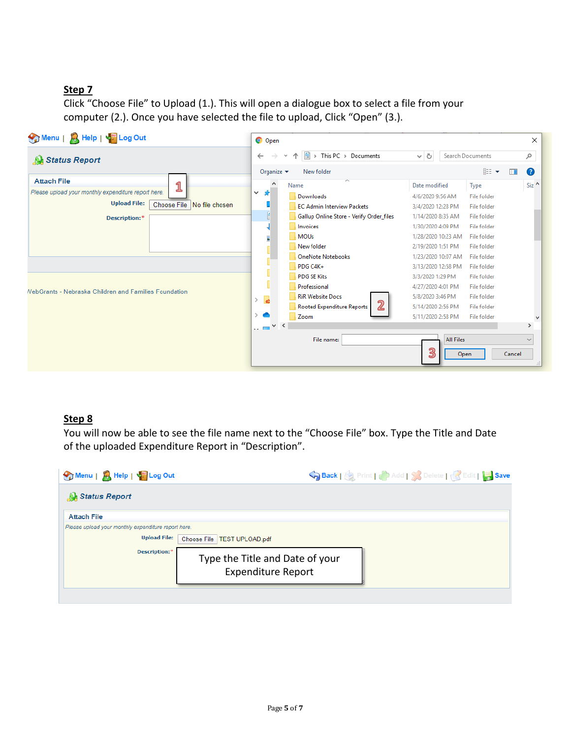## Step 7

Click "Choose File" to Upload (1.). This will open a dialogue box to select a file from your computer (2.). Once you have selected the file to upload, Click "Open" (3.).

## Step 8

You will now be able to see the file name next to the "Choose File" box. Type the Title and Date of the uploaded Expenditure Report in "Description".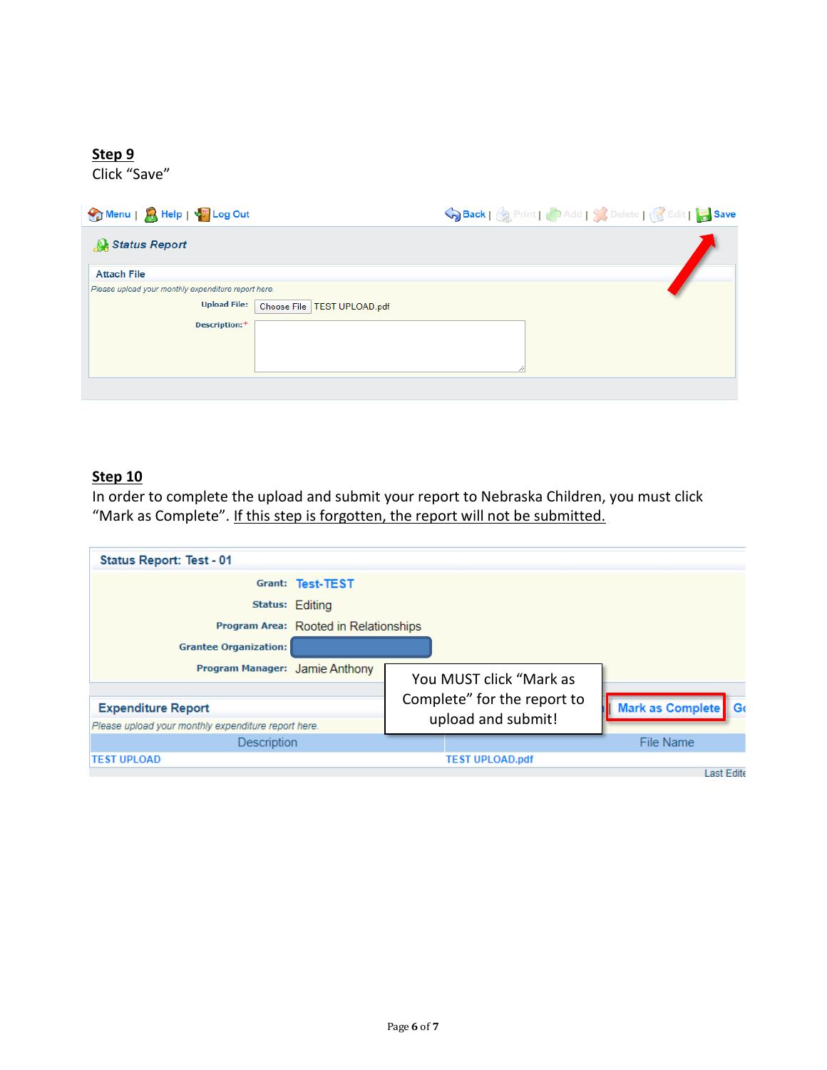**Step 9**

Click “Save”

Menu | Help | Log Out | Back | Print | Add | Delete | Edit | Save

Status Report

Attach File

*Please upload your monthly expenditure report here.*

Upload File: Choose File TEST UPLOAD.pdf

Description:*

**Step 10**

In order to complete the upload and submit your report to Nebraska Children, you must click “Mark as Complete”. <u>If this step is forgotten, the report will not be submitted.</u>

Status Report: Test - 01

Grant: Test-TEST

Status: Editing

Program Area: Rooted in Relationships

Grantee Organization:

Program Manager: Jamie Anthony

You MUST click “Mark as Complete” for the report to upload and submit!

Expenditure Report | Mark as Complete

*Please upload your monthly expenditure report here.*

| Description | File Name |
| --- | --- |
| TEST UPLOAD | TEST UPLOAD.pdf |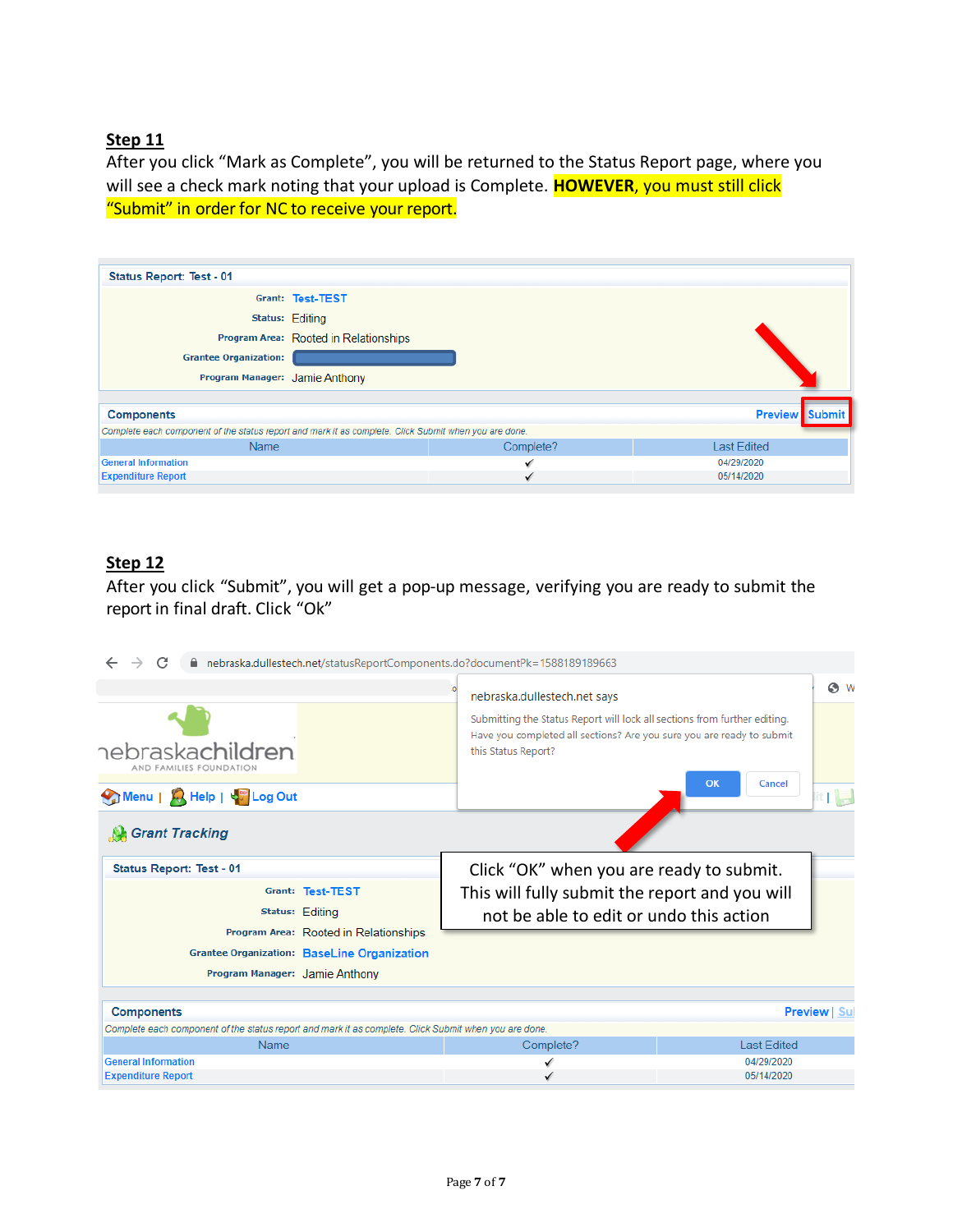**Step 11**

After you click “Mark as Complete”, you will be returned to the Status Report page, where you will see a check mark noting that your upload is Complete. **HOWEVER**, you must still click “Submit” in order for NC to receive your report.

Status Report: Test - 01

Grant: Test-TEST

Status: Editing

Program Area: Rooted in Relationships

Grantee Organization:

Program Manager: Jamie Anthony

Components — Preview | Submit

*Complete each component of the status report and mark it as complete. Click Submit when you are done.*

| Name | Complete? | Last Edited |
|---|---|---|
| General Information | ✓ | 04/29/2020 |
| Expenditure Report | ✓ | 05/14/2020 |

**Step 12**

After you click “Submit”, you will get a pop-up message, verifying you are ready to submit the report in final draft. Click “Ok”

nebraska.dullestech.net/statusReportComponents.do?documentPk=1588189189663

nebraska.dullestech.net says

Submitting the Status Report will lock all sections from further editing. Have you completed all sections? Are you sure you are ready to submit this Status Report?

OK | Cancel

Click “OK” when you are ready to submit. This will fully submit the report and you will not be able to edit or undo this action

nebraskachildren AND FAMILIES FOUNDATION

Menu | Help | Log Out

Grant Tracking

Status Report: Test - 01

Grant: Test-TEST

Status: Editing

Program Area: Rooted in Relationships

Grantee Organization: BaseLine Organization

Program Manager: Jamie Anthony

Components — Preview | Submit

*Complete each component of the status report and mark it as complete. Click Submit when you are done.*

| Name | Complete? | Last Edited |
|---|---|---|
| General Information | ✓ | 04/29/2020 |
| Expenditure Report | ✓ | 05/14/2020 |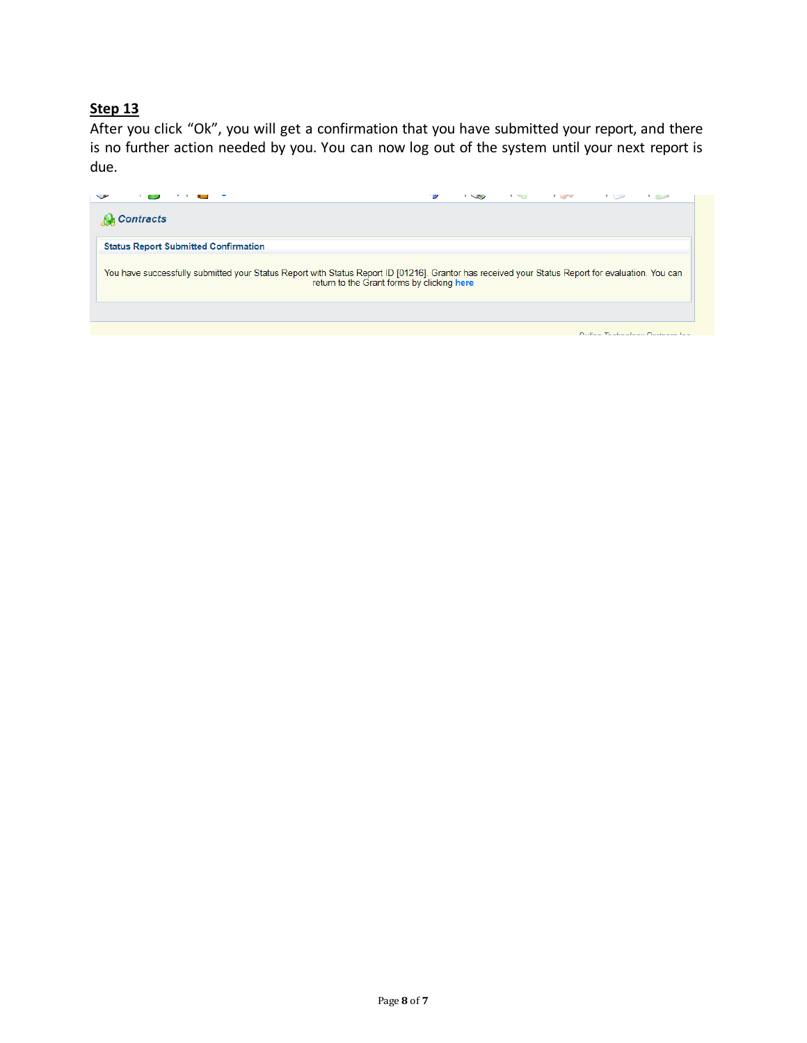**Step 13**

After you click "Ok", you will get a confirmation that you have submitted your report, and there is no further action needed by you. You can now log out of the system until your next report is due.

Contracts

Status Report Submitted Confirmation

You have successfully submitted your Status Report with Status Report ID [01216]. Grantor has received your Status Report for evaluation. You can return to the Grant forms by clicking here